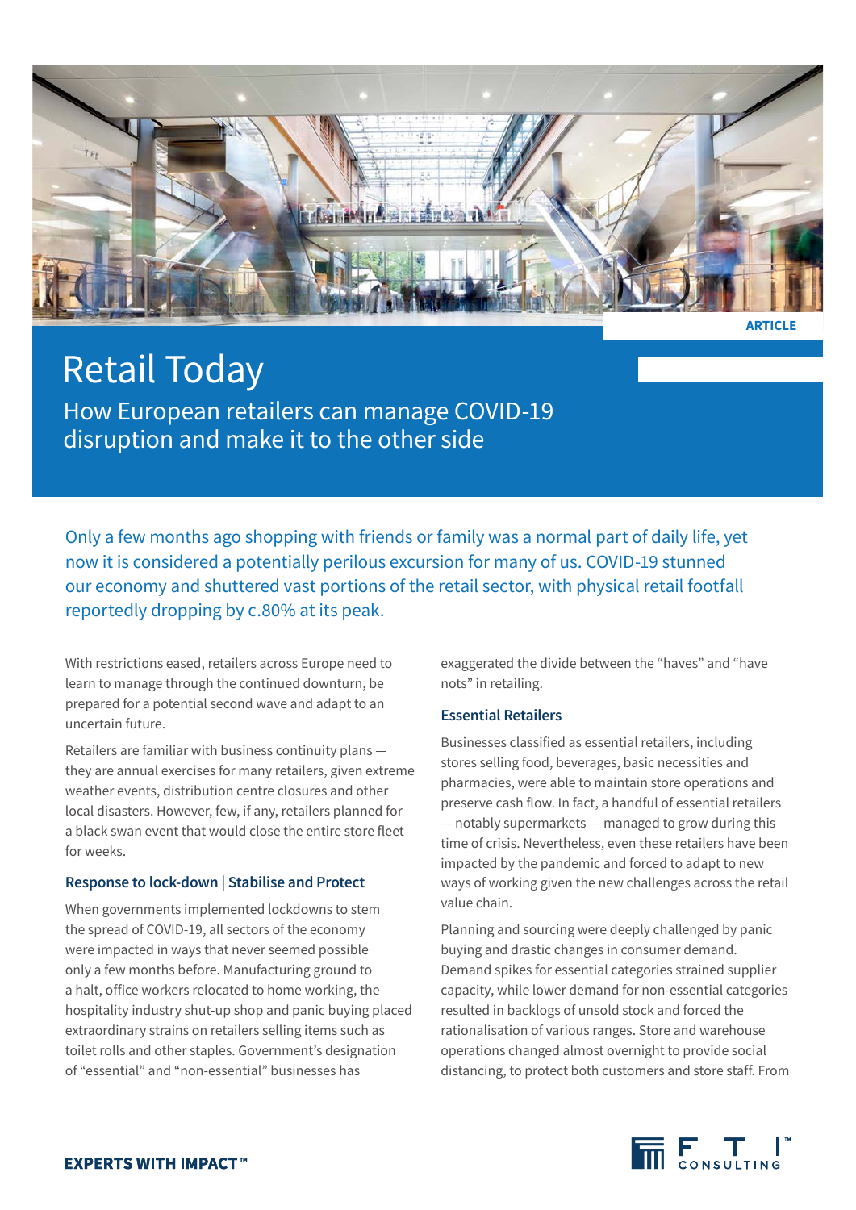ARTICLE

# Retail Today

## How European retailers can manage COVID-19 disruption and make it to the other side

Only a few months ago shopping with friends or family was a normal part of daily life, yet now it is considered a potentially perilous excursion for many of us. COVID-19 stunned our economy and shuttered vast portions of the retail sector, with physical retail footfall reportedly dropping by c.80% at its peak.

With restrictions eased, retailers across Europe need to learn to manage through the continued downturn, be prepared for a potential second wave and adapt to an uncertain future.

Retailers are familiar with business continuity plans — they are annual exercises for many retailers, given extreme weather events, distribution centre closures and other local disasters. However, few, if any, retailers planned for a black swan event that would close the entire store fleet for weeks.

### Response to lock-down | Stabilise and Protect

When governments implemented lockdowns to stem the spread of COVID-19, all sectors of the economy were impacted in ways that never seemed possible only a few months before. Manufacturing ground to a halt, office workers relocated to home working, the hospitality industry shut-up shop and panic buying placed extraordinary strains on retailers selling items such as toilet rolls and other staples. Government's designation of "essential" and "non-essential" businesses has exaggerated the divide between the "haves" and "have nots" in retailing.

### Essential Retailers

Businesses classified as essential retailers, including stores selling food, beverages, basic necessities and pharmacies, were able to maintain store operations and preserve cash flow. In fact, a handful of essential retailers — notably supermarkets — managed to grow during this time of crisis. Nevertheless, even these retailers have been impacted by the pandemic and forced to adapt to new ways of working given the new challenges across the retail value chain.

Planning and sourcing were deeply challenged by panic buying and drastic changes in consumer demand. Demand spikes for essential categories strained supplier capacity, while lower demand for non-essential categories resulted in backlogs of unsold stock and forced the rationalisation of various ranges. Store and warehouse operations changed almost overnight to provide social distancing, to protect both customers and store staff. From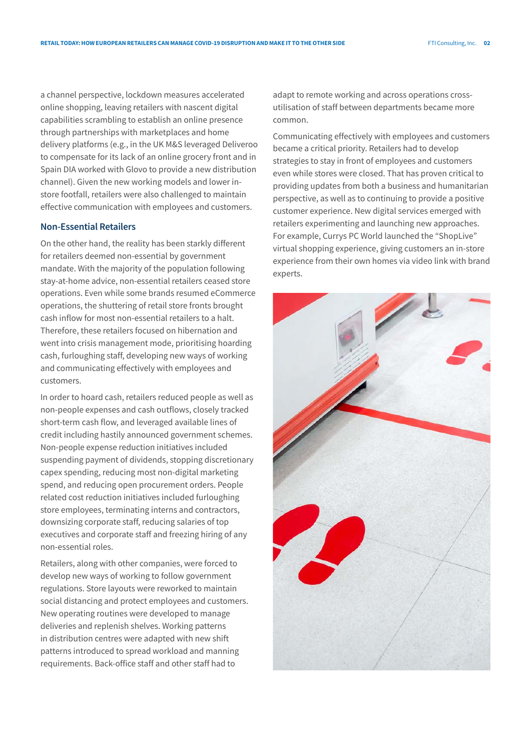a channel perspective, lockdown measures accelerated online shopping, leaving retailers with nascent digital capabilities scrambling to establish an online presence through partnerships with marketplaces and home delivery platforms (e.g., in the UK M&S leveraged Deliveroo to compensate for its lack of an online grocery front and in Spain DIA worked with Glovo to provide a new distribution channel). Given the new working models and lower in-store footfall, retailers were also challenged to maintain effective communication with employees and customers.

### Non-Essential Retailers

On the other hand, the reality has been starkly different for retailers deemed non-essential by government mandate. With the majority of the population following stay-at-home advice, non-essential retailers ceased store operations. Even while some brands resumed eCommerce operations, the shuttering of retail store fronts brought cash inflow for most non-essential retailers to a halt. Therefore, these retailers focused on hibernation and went into crisis management mode, prioritising hoarding cash, furloughing staff, developing new ways of working and communicating effectively with employees and customers.

In order to hoard cash, retailers reduced people as well as non-people expenses and cash outflows, closely tracked short-term cash flow, and leveraged available lines of credit including hastily announced government schemes. Non-people expense reduction initiatives included suspending payment of dividends, stopping discretionary capex spending, reducing most non-digital marketing spend, and reducing open procurement orders. People related cost reduction initiatives included furloughing store employees, terminating interns and contractors, downsizing corporate staff, reducing salaries of top executives and corporate staff and freezing hiring of any non-essential roles.

Retailers, along with other companies, were forced to develop new ways of working to follow government regulations. Store layouts were reworked to maintain social distancing and protect employees and customers. New operating routines were developed to manage deliveries and replenish shelves. Working patterns in distribution centres were adapted with new shift patterns introduced to spread workload and manning requirements. Back-office staff and other staff had to adapt to remote working and across operations cross-utilisation of staff between departments became more common.

Communicating effectively with employees and customers became a critical priority. Retailers had to develop strategies to stay in front of employees and customers even while stores were closed. That has proven critical to providing updates from both a business and humanitarian perspective, as well as to continuing to provide a positive customer experience. New digital services emerged with retailers experimenting and launching new approaches. For example, Currys PC World launched the "ShopLive" virtual shopping experience, giving customers an in-store experience from their own homes via video link with brand experts.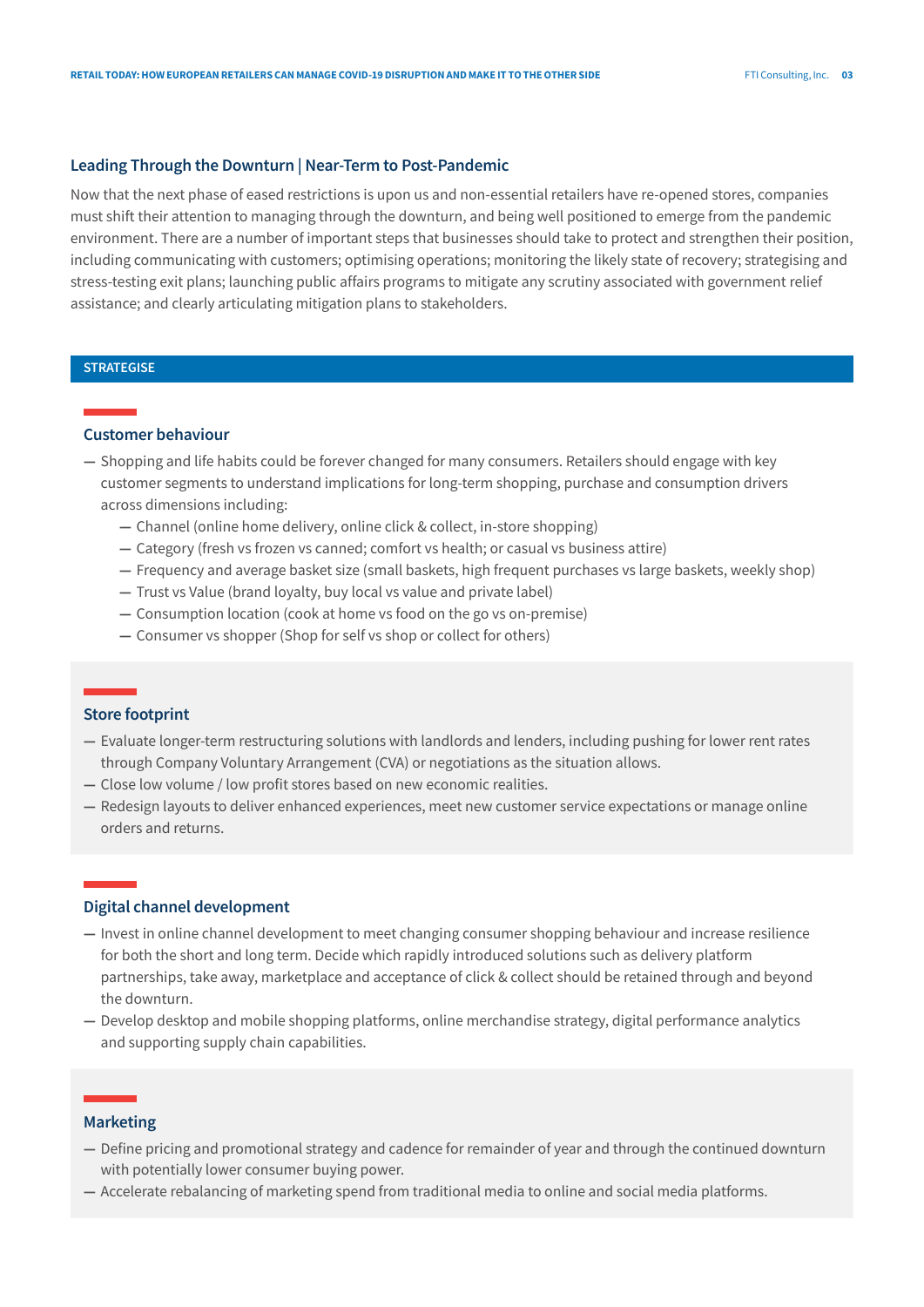## Leading Through the Downturn | Near-Term to Post-Pandemic

Now that the next phase of eased restrictions is upon us and non-essential retailers have re-opened stores, companies must shift their attention to managing through the downturn, and being well positioned to emerge from the pandemic environment. There are a number of important steps that businesses should take to protect and strengthen their position, including communicating with customers; optimising operations; monitoring the likely state of recovery; strategising and stress-testing exit plans; launching public affairs programs to mitigate any scrutiny associated with government relief assistance; and clearly articulating mitigation plans to stakeholders.

### STRATEGISE

#### Customer behaviour

- Shopping and life habits could be forever changed for many consumers. Retailers should engage with key customer segments to understand implications for long-term shopping, purchase and consumption drivers across dimensions including:
  - Channel (online home delivery, online click & collect, in-store shopping)
  - Category (fresh vs frozen vs canned; comfort vs health; or casual vs business attire)
  - Frequency and average basket size (small baskets, high frequent purchases vs large baskets, weekly shop)
  - Trust vs Value (brand loyalty, buy local vs value and private label)
  - Consumption location (cook at home vs food on the go vs on-premise)
  - Consumer vs shopper (Shop for self vs shop or collect for others)

#### Store footprint

- Evaluate longer-term restructuring solutions with landlords and lenders, including pushing for lower rent rates through Company Voluntary Arrangement (CVA) or negotiations as the situation allows.
- Close low volume / low profit stores based on new economic realities.
- Redesign layouts to deliver enhanced experiences, meet new customer service expectations or manage online orders and returns.

#### Digital channel development

- Invest in online channel development to meet changing consumer shopping behaviour and increase resilience for both the short and long term. Decide which rapidly introduced solutions such as delivery platform partnerships, take away, marketplace and acceptance of click & collect should be retained through and beyond the downturn.
- Develop desktop and mobile shopping platforms, online merchandise strategy, digital performance analytics and supporting supply chain capabilities.

#### Marketing

- Define pricing and promotional strategy and cadence for remainder of year and through the continued downturn with potentially lower consumer buying power.
- Accelerate rebalancing of marketing spend from traditional media to online and social media platforms.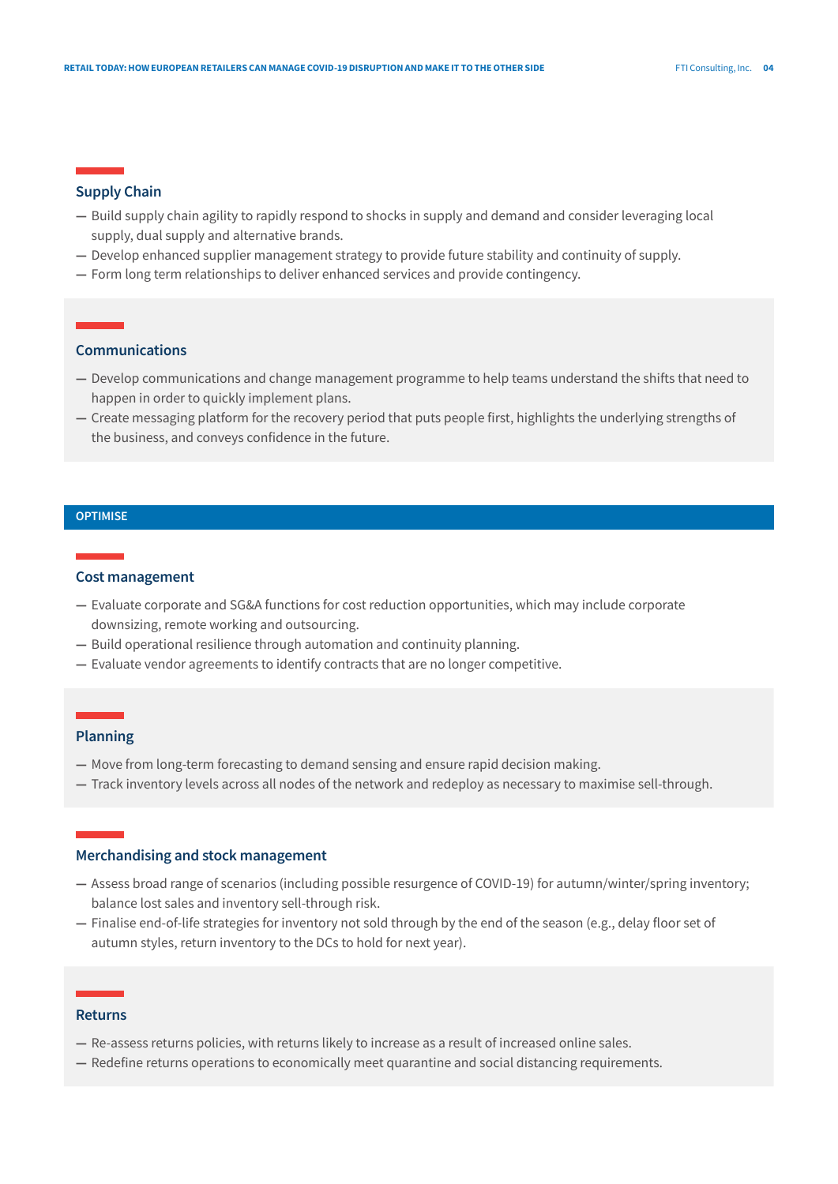### Supply Chain

- Build supply chain agility to rapidly respond to shocks in supply and demand and consider leveraging local supply, dual supply and alternative brands.
- Develop enhanced supplier management strategy to provide future stability and continuity of supply.
- Form long term relationships to deliver enhanced services and provide contingency.

### Communications

- Develop communications and change management programme to help teams understand the shifts that need to happen in order to quickly implement plans.
- Create messaging platform for the recovery period that puts people first, highlights the underlying strengths of the business, and conveys confidence in the future.

## OPTIMISE

### Cost management

- Evaluate corporate and SG&A functions for cost reduction opportunities, which may include corporate downsizing, remote working and outsourcing.
- Build operational resilience through automation and continuity planning.
- Evaluate vendor agreements to identify contracts that are no longer competitive.

### Planning

- Move from long-term forecasting to demand sensing and ensure rapid decision making.
- Track inventory levels across all nodes of the network and redeploy as necessary to maximise sell-through.

### Merchandising and stock management

- Assess broad range of scenarios (including possible resurgence of COVID-19) for autumn/winter/spring inventory; balance lost sales and inventory sell-through risk.
- Finalise end-of-life strategies for inventory not sold through by the end of the season (e.g., delay floor set of autumn styles, return inventory to the DCs to hold for next year).

### Returns

- Re-assess returns policies, with returns likely to increase as a result of increased online sales.
- Redefine returns operations to economically meet quarantine and social distancing requirements.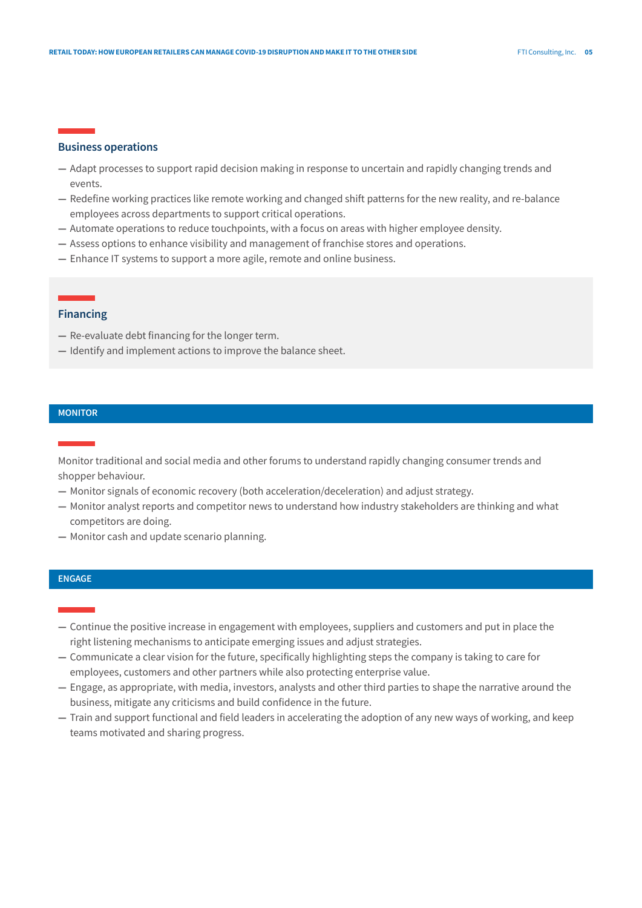### Business operations

- Adapt processes to support rapid decision making in response to uncertain and rapidly changing trends and events.
- Redefine working practices like remote working and changed shift patterns for the new reality, and re-balance employees across departments to support critical operations.
- Automate operations to reduce touchpoints, with a focus on areas with higher employee density.
- Assess options to enhance visibility and management of franchise stores and operations.
- Enhance IT systems to support a more agile, remote and online business.

### Financing

- Re-evaluate debt financing for the longer term.
- Identify and implement actions to improve the balance sheet.

## MONITOR

Monitor traditional and social media and other forums to understand rapidly changing consumer trends and shopper behaviour.

- Monitor signals of economic recovery (both acceleration/deceleration) and adjust strategy.
- Monitor analyst reports and competitor news to understand how industry stakeholders are thinking and what competitors are doing.
- Monitor cash and update scenario planning.

## ENGAGE

- Continue the positive increase in engagement with employees, suppliers and customers and put in place the right listening mechanisms to anticipate emerging issues and adjust strategies.
- Communicate a clear vision for the future, specifically highlighting steps the company is taking to care for employees, customers and other partners while also protecting enterprise value.
- Engage, as appropriate, with media, investors, analysts and other third parties to shape the narrative around the business, mitigate any criticisms and build confidence in the future.
- Train and support functional and field leaders in accelerating the adoption of any new ways of working, and keep teams motivated and sharing progress.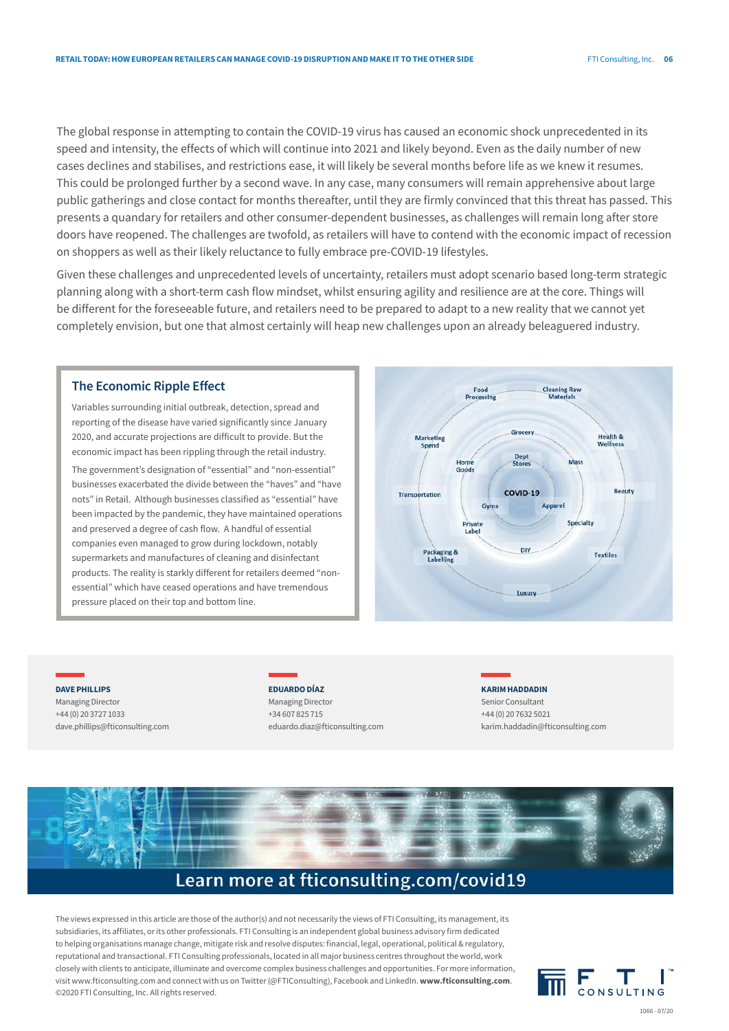The global response in attempting to contain the COVID-19 virus has caused an economic shock unprecedented in its speed and intensity, the effects of which will continue into 2021 and likely beyond. Even as the daily number of new cases declines and stabilises, and restrictions ease, it will likely be several months before life as we knew it resumes. This could be prolonged further by a second wave. In any case, many consumers will remain apprehensive about large public gatherings and close contact for months thereafter, until they are firmly convinced that this threat has passed. This presents a quandary for retailers and other consumer-dependent businesses, as challenges will remain long after store doors have reopened. The challenges are twofold, as retailers will have to contend with the economic impact of recession on shoppers as well as their likely reluctance to fully embrace pre-COVID-19 lifestyles.

Given these challenges and unprecedented levels of uncertainty, retailers must adopt scenario based long-term strategic planning along with a short-term cash flow mindset, whilst ensuring agility and resilience are at the core. Things will be different for the foreseeable future, and retailers need to be prepared to adapt to a new reality that we cannot yet completely envision, but one that almost certainly will heap new challenges upon an already beleaguered industry.

## The Economic Ripple Effect

Variables surrounding initial outbreak, detection, spread and reporting of the disease have varied significantly since January 2020, and accurate projections are difficult to provide. But the economic impact has been rippling through the retail industry.

The government's designation of "essential" and "non-essential" businesses exacerbated the divide between the "haves" and "have nots" in Retail. Although businesses classified as "essential" have been impacted by the pandemic, they have maintained operations and preserved a degree of cash flow. A handful of essential companies even managed to grow during lockdown, notably supermarkets and manufactures of cleaning and disinfectant products. The reality is starkly different for retailers deemed "non-essential" which have ceased operations and have tremendous pressure placed on their top and bottom line.

COVID-19
Gyms
Apparel
Dept Stores
Home Goods
Grocery
Mass
Specialty
DIY
Private Label
Food Processing
Cleaning Raw Materials
Marketing Spend
Health & Wellness
Transportation
Beauty
Packaging & Labelling
Textiles
Luxury

**DAVE PHILLIPS**
Managing Director
+44 (0) 20 3727 1033
dave.phillips@fticonsulting.com

**EDUARDO DÍAZ**
Managing Director
+34 607 825 715
eduardo.diaz@fticonsulting.com

**KARIM HADDADIN**
Senior Consultant
+44 (0) 20 7632 5021
karim.haddadin@fticonsulting.com

Learn more at fticonsulting.com/covid19

The views expressed in this article are those of the author(s) and not necessarily the views of FTI Consulting, its management, its subsidiaries, its affiliates, or its other professionals. FTI Consulting is an independent global business advisory firm dedicated to helping organisations manage change, mitigate risk and resolve disputes: financial, legal, operational, political & regulatory, reputational and transactional. FTI Consulting professionals, located in all major business centres throughout the world, work closely with clients to anticipate, illuminate and overcome complex business challenges and opportunities. For more information, visit www.fticonsulting.com and connect with us on Twitter (@FTIConsulting), Facebook and LinkedIn. **www.fticonsulting.com**. ©2020 FTI Consulting, Inc. All rights reserved.

1066 - 07/20